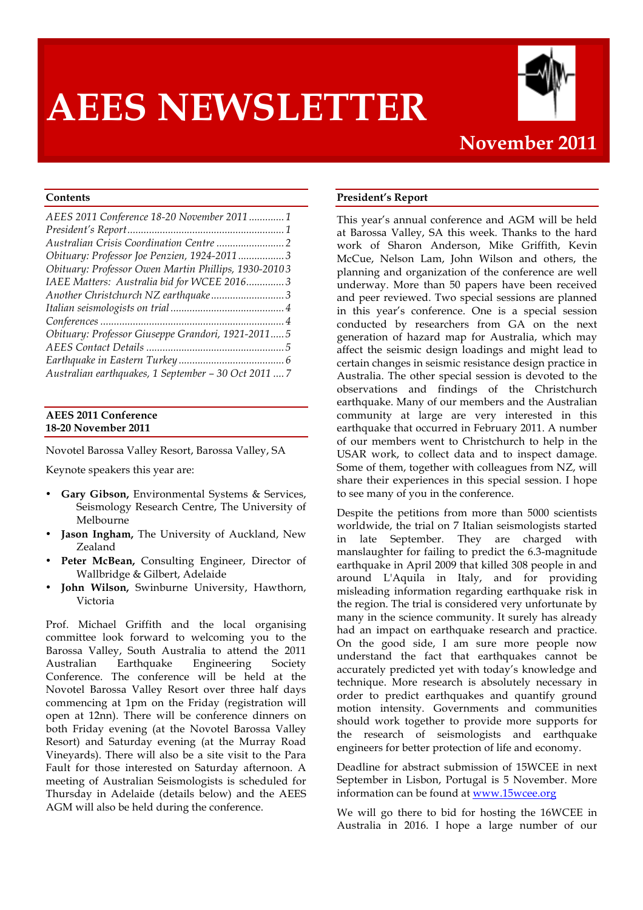# AEES NEWSLETTER

**November 2011**

## Contents

*AEES 2011 Conference 18-20 November 2011* ............. 1
*President's Report* .......................................................... 1
*Australian Crisis Coordination Centre* ......................... 2
*Obituary: Professor Joe Penzien, 1924-2011* ................. 3
*Obituary: Professor Owen Martin Phillips, 1930-2010* 3
*IAEE Matters: Australia bid for WCEE 2016* ............. 3
*Another Christchurch NZ earthquake* ........................... 3
*Italian seismologists on trial* .......................................... 4
*Conferences* .................................................................... 4
*Obituary: Professor Giuseppe Grandori, 1921-2011* ..... 5
*AEES Contact Details* ................................................... 5
*Earthquake in Eastern Turkey* ....................................... 6
*Australian earthquakes, 1 September – 30 Oct 2011* .... 7

## AEES 2011 Conference 18-20 November 2011

Novotel Barossa Valley Resort, Barossa Valley, SA

Keynote speakers this year are:

- **Gary Gibson,** Environmental Systems & Services, Seismology Research Centre, The University of Melbourne
- **Jason Ingham,** The University of Auckland, New Zealand
- **Peter McBean,** Consulting Engineer, Director of Wallbridge & Gilbert, Adelaide
- **John Wilson,** Swinburne University, Hawthorn, Victoria

Prof. Michael Griffith and the local organising committee look forward to welcoming you to the Barossa Valley, South Australia to attend the 2011 Australian Earthquake Engineering Society Conference. The conference will be held at the Novotel Barossa Valley Resort over three half days commencing at 1pm on the Friday (registration will open at 12nn). There will be conference dinners on both Friday evening (at the Novotel Barossa Valley Resort) and Saturday evening (at the Murray Road Vineyards). There will also be a site visit to the Para Fault for those interested on Saturday afternoon. A meeting of Australian Seismologists is scheduled for Thursday in Adelaide (details below) and the AEES AGM will also be held during the conference.

## President's Report

This year's annual conference and AGM will be held at Barossa Valley, SA this week. Thanks to the hard work of Sharon Anderson, Mike Griffith, Kevin McCue, Nelson Lam, John Wilson and others, the planning and organization of the conference are well underway. More than 50 papers have been received and peer reviewed. Two special sessions are planned in this year's conference. One is a special session conducted by researchers from GA on the next generation of hazard map for Australia, which may affect the seismic design loadings and might lead to certain changes in seismic resistance design practice in Australia. The other special session is devoted to the observations and findings of the Christchurch earthquake. Many of our members and the Australian community at large are very interested in this earthquake that occurred in February 2011. A number of our members went to Christchurch to help in the USAR work, to collect data and to inspect damage. Some of them, together with colleagues from NZ, will share their experiences in this special session. I hope to see many of you in the conference.

Despite the petitions from more than 5000 scientists worldwide, the trial on 7 Italian seismologists started in late September. They are charged with manslaughter for failing to predict the 6.3-magnitude earthquake in April 2009 that killed 308 people in and around L'Aquila in Italy, and for providing misleading information regarding earthquake risk in the region. The trial is considered very unfortunate by many in the science community. It surely has already had an impact on earthquake research and practice. On the good side, I am sure more people now understand the fact that earthquakes cannot be accurately predicted yet with today's knowledge and technique. More research is absolutely necessary in order to predict earthquakes and quantify ground motion intensity. Governments and communities should work together to provide more supports for the research of seismologists and earthquake engineers for better protection of life and economy.

Deadline for abstract submission of 15WCEE in next September in Lisbon, Portugal is 5 November. More information can be found at www.15wcee.org

We will go there to bid for hosting the 16WCEE in Australia in 2016. I hope a large number of our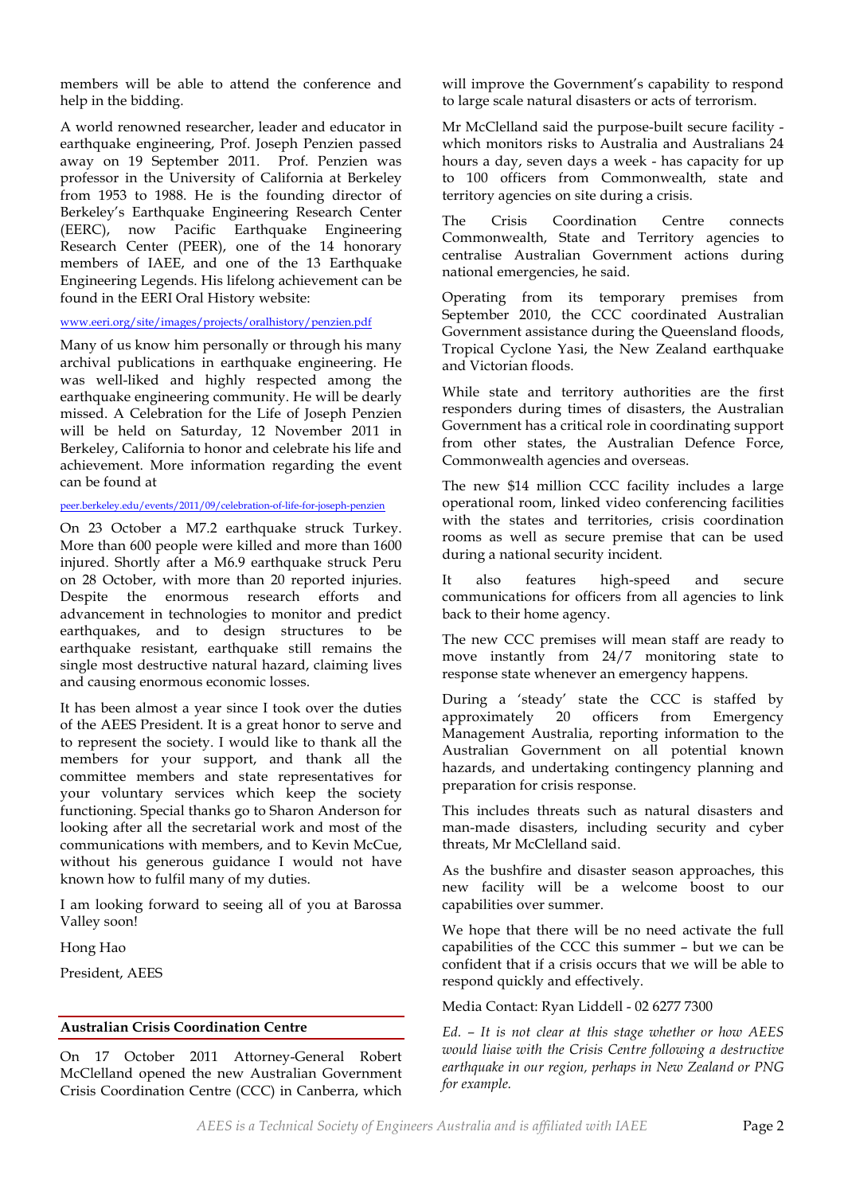members will be able to attend the conference and help in the bidding.

A world renowned researcher, leader and educator in earthquake engineering, Prof. Joseph Penzien passed away on 19 September 2011. Prof. Penzien was professor in the University of California at Berkeley from 1953 to 1988. He is the founding director of Berkeley's Earthquake Engineering Research Center (EERC), now Pacific Earthquake Engineering Research Center (PEER), one of the 14 honorary members of IAEE, and one of the 13 Earthquake Engineering Legends. His lifelong achievement can be found in the EERI Oral History website:

www.eeri.org/site/images/projects/oralhistory/penzien.pdf

Many of us know him personally or through his many archival publications in earthquake engineering. He was well-liked and highly respected among the earthquake engineering community. He will be dearly missed. A Celebration for the Life of Joseph Penzien will be held on Saturday, 12 November 2011 in Berkeley, California to honor and celebrate his life and achievement. More information regarding the event can be found at

peer.berkeley.edu/events/2011/09/celebration-of-life-for-joseph-penzien

On 23 October a M7.2 earthquake struck Turkey. More than 600 people were killed and more than 1600 injured. Shortly after a M6.9 earthquake struck Peru on 28 October, with more than 20 reported injuries. Despite the enormous research efforts and advancement in technologies to monitor and predict earthquakes, and to design structures to be earthquake resistant, earthquake still remains the single most destructive natural hazard, claiming lives and causing enormous economic losses.

It has been almost a year since I took over the duties of the AEES President. It is a great honor to serve and to represent the society. I would like to thank all the members for your support, and thank all the committee members and state representatives for your voluntary services which keep the society functioning. Special thanks go to Sharon Anderson for looking after all the secretarial work and most of the communications with members, and to Kevin McCue, without his generous guidance I would not have known how to fulfil many of my duties.

I am looking forward to seeing all of you at Barossa Valley soon!

Hong Hao

President, AEES

## Australian Crisis Coordination Centre

On 17 October 2011 Attorney-General Robert McClelland opened the new Australian Government Crisis Coordination Centre (CCC) in Canberra, which will improve the Government's capability to respond to large scale natural disasters or acts of terrorism.

Mr McClelland said the purpose-built secure facility - which monitors risks to Australia and Australians 24 hours a day, seven days a week - has capacity for up to 100 officers from Commonwealth, state and territory agencies on site during a crisis.

The Crisis Coordination Centre connects Commonwealth, State and Territory agencies to centralise Australian Government actions during national emergencies, he said.

Operating from its temporary premises from September 2010, the CCC coordinated Australian Government assistance during the Queensland floods, Tropical Cyclone Yasi, the New Zealand earthquake and Victorian floods.

While state and territory authorities are the first responders during times of disasters, the Australian Government has a critical role in coordinating support from other states, the Australian Defence Force, Commonwealth agencies and overseas.

The new $14 million CCC facility includes a large operational room, linked video conferencing facilities with the states and territories, crisis coordination rooms as well as secure premise that can be used during a national security incident.

It also features high-speed and secure communications for officers from all agencies to link back to their home agency.

The new CCC premises will mean staff are ready to move instantly from 24/7 monitoring state to response state whenever an emergency happens.

During a 'steady' state the CCC is staffed by approximately 20 officers from Emergency Management Australia, reporting information to the Australian Government on all potential known hazards, and undertaking contingency planning and preparation for crisis response.

This includes threats such as natural disasters and man-made disasters, including security and cyber threats, Mr McClelland said.

As the bushfire and disaster season approaches, this new facility will be a welcome boost to our capabilities over summer.

We hope that there will be no need activate the full capabilities of the CCC this summer – but we can be confident that if a crisis occurs that we will be able to respond quickly and effectively.

Media Contact: Ryan Liddell - 02 6277 7300

*Ed. – It is not clear at this stage whether or how AEES would liaise with the Crisis Centre following a destructive earthquake in our region, perhaps in New Zealand or PNG for example.*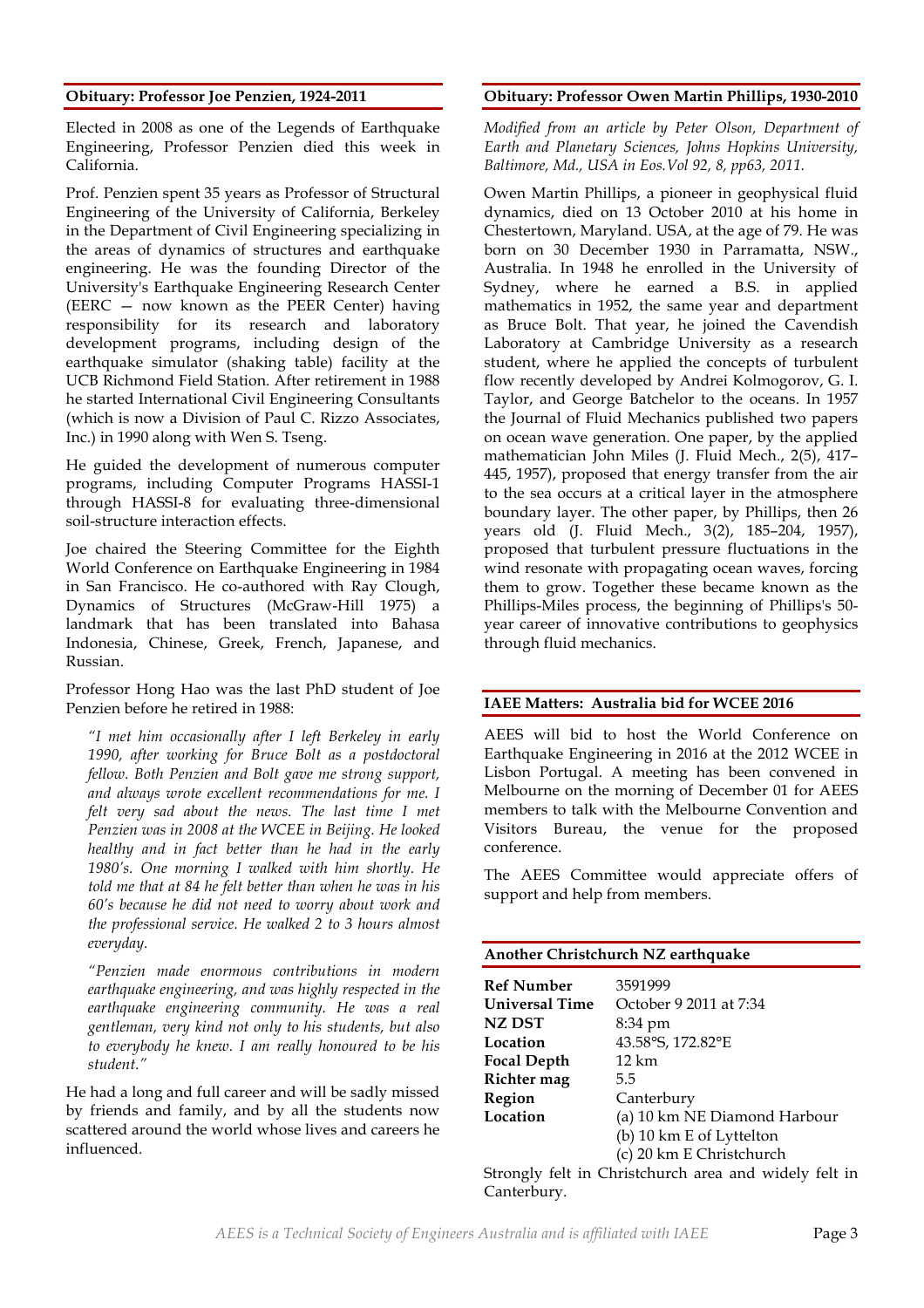## Obituary: Professor Joe Penzien, 1924-2011

Elected in 2008 as one of the Legends of Earthquake Engineering, Professor Penzien died this week in California.

Prof. Penzien spent 35 years as Professor of Structural Engineering of the University of California, Berkeley in the Department of Civil Engineering specializing in the areas of dynamics of structures and earthquake engineering. He was the founding Director of the University's Earthquake Engineering Research Center (EERC — now known as the PEER Center) having responsibility for its research and laboratory development programs, including design of the earthquake simulator (shaking table) facility at the UCB Richmond Field Station. After retirement in 1988 he started International Civil Engineering Consultants (which is now a Division of Paul C. Rizzo Associates, Inc.) in 1990 along with Wen S. Tseng.

He guided the development of numerous computer programs, including Computer Programs HASSI-1 through HASSI-8 for evaluating three-dimensional soil-structure interaction effects.

Joe chaired the Steering Committee for the Eighth World Conference on Earthquake Engineering in 1984 in San Francisco. He co-authored with Ray Clough, Dynamics of Structures (McGraw-Hill 1975) a landmark that has been translated into Bahasa Indonesia, Chinese, Greek, French, Japanese, and Russian.

Professor Hong Hao was the last PhD student of Joe Penzien before he retired in 1988:

> *"I met him occasionally after I left Berkeley in early 1990, after working for Bruce Bolt as a postdoctoral fellow. Both Penzien and Bolt gave me strong support, and always wrote excellent recommendations for me. I felt very sad about the news. The last time I met Penzien was in 2008 at the WCEE in Beijing. He looked healthy and in fact better than he had in the early 1980's. One morning I walked with him shortly. He told me that at 84 he felt better than when he was in his 60's because he did not need to worry about work and the professional service. He walked 2 to 3 hours almost everyday.*
>
> *"Penzien made enormous contributions in modern earthquake engineering, and was highly respected in the earthquake engineering community. He was a real gentleman, very kind not only to his students, but also to everybody he knew. I am really honoured to be his student."*

He had a long and full career and will be sadly missed by friends and family, and by all the students now scattered around the world whose lives and careers he influenced.

## Obituary: Professor Owen Martin Phillips, 1930-2010

*Modified from an article by Peter Olson, Department of Earth and Planetary Sciences, Johns Hopkins University, Baltimore, Md., USA in Eos.Vol 92, 8, pp63, 2011.*

Owen Martin Phillips, a pioneer in geophysical fluid dynamics, died on 13 October 2010 at his home in Chestertown, Maryland. USA, at the age of 79. He was born on 30 December 1930 in Parramatta, NSW., Australia. In 1948 he enrolled in the University of Sydney, where he earned a B.S. in applied mathematics in 1952, the same year and department as Bruce Bolt. That year, he joined the Cavendish Laboratory at Cambridge University as a research student, where he applied the concepts of turbulent flow recently developed by Andrei Kolmogorov, G. I. Taylor, and George Batchelor to the oceans. In 1957 the Journal of Fluid Mechanics published two papers on ocean wave generation. One paper, by the applied mathematician John Miles (J. Fluid Mech., 2(5), 417–445, 1957), proposed that energy transfer from the air to the sea occurs at a critical layer in the atmosphere boundary layer. The other paper, by Phillips, then 26 years old (J. Fluid Mech., 3(2), 185–204, 1957), proposed that turbulent pressure fluctuations in the wind resonate with propagating ocean waves, forcing them to grow. Together these became known as the Phillips-Miles process, the beginning of Phillips's 50-year career of innovative contributions to geophysics through fluid mechanics.

## IAEE Matters: Australia bid for WCEE 2016

AEES will bid to host the World Conference on Earthquake Engineering in 2016 at the 2012 WCEE in Lisbon Portugal. A meeting has been convened in Melbourne on the morning of December 01 for AEES members to talk with the Melbourne Convention and Visitors Bureau, the venue for the proposed conference.

The AEES Committee would appreciate offers of support and help from members.

## Another Christchurch NZ earthquake

| | |
|---|---|
| **Ref Number** | 3591999 |
| **Universal Time** | October 9 2011 at 7:34 |
| **NZ DST** | 8:34 pm |
| **Location** | 43.58°S, 172.82°E |
| **Focal Depth** | 12 km |
| **Richter mag** | 5.5 |
| **Region** | Canterbury |
| **Location** | (a) 10 km NE Diamond Harbour<br>(b) 10 km E of Lyttelton<br>(c) 20 km E Christchurch |

Strongly felt in Christchurch area and widely felt in Canterbury.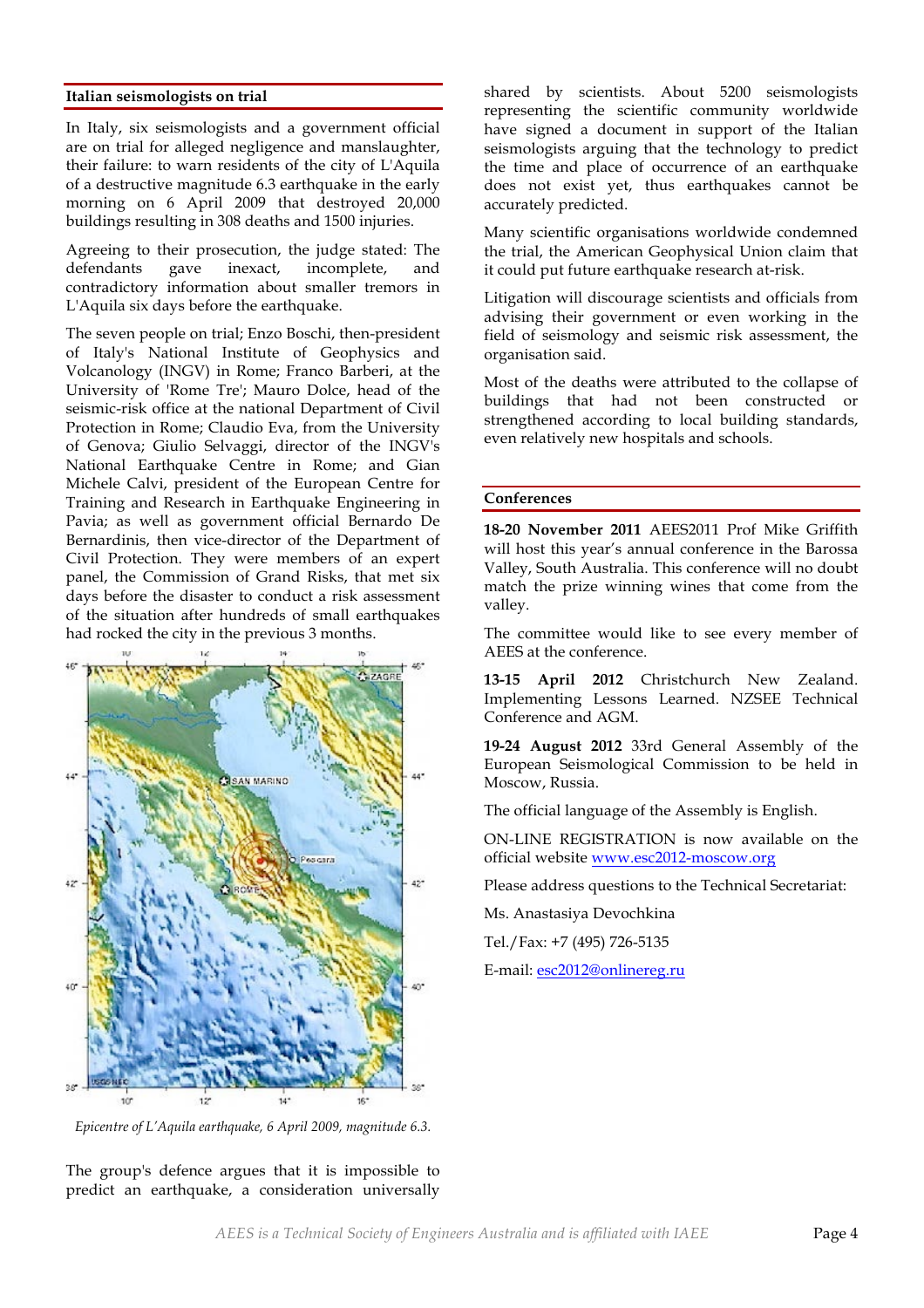## Italian seismologists on trial

In Italy, six seismologists and a government official are on trial for alleged negligence and manslaughter, their failure: to warn residents of the city of L'Aquila of a destructive magnitude 6.3 earthquake in the early morning on 6 April 2009 that destroyed 20,000 buildings resulting in 308 deaths and 1500 injuries.

Agreeing to their prosecution, the judge stated: The defendants gave inexact, incomplete, and contradictory information about smaller tremors in L'Aquila six days before the earthquake.

The seven people on trial; Enzo Boschi, then-president of Italy's National Institute of Geophysics and Volcanology (INGV) in Rome; Franco Barberi, at the University of 'Rome Tre'; Mauro Dolce, head of the seismic-risk office at the national Department of Civil Protection in Rome; Claudio Eva, from the University of Genova; Giulio Selvaggi, director of the INGV's National Earthquake Centre in Rome; and Gian Michele Calvi, president of the European Centre for Training and Research in Earthquake Engineering in Pavia; as well as government official Bernardo De Bernardinis, then vice-director of the Department of Civil Protection. They were members of an expert panel, the Commission of Grand Risks, that met six days before the disaster to conduct a risk assessment of the situation after hundreds of small earthquakes had rocked the city in the previous 3 months.

*Epicentre of L'Aquila earthquake, 6 April 2009, magnitude 6.3.*

The group's defence argues that it is impossible to predict an earthquake, a consideration universally shared by scientists. About 5200 seismologists representing the scientific community worldwide have signed a document in support of the Italian seismologists arguing that the technology to predict the time and place of occurrence of an earthquake does not exist yet, thus earthquakes cannot be accurately predicted.

Many scientific organisations worldwide condemned the trial, the American Geophysical Union claim that it could put future earthquake research at-risk.

Litigation will discourage scientists and officials from advising their government or even working in the field of seismology and seismic risk assessment, the organisation said.

Most of the deaths were attributed to the collapse of buildings that had not been constructed or strengthened according to local building standards, even relatively new hospitals and schools.

## Conferences

**18-20 November 2011** AEES2011 Prof Mike Griffith will host this year's annual conference in the Barossa Valley, South Australia. This conference will no doubt match the prize winning wines that come from the valley.

The committee would like to see every member of AEES at the conference.

**13-15 April 2012** Christchurch New Zealand. Implementing Lessons Learned. NZSEE Technical Conference and AGM.

**19-24 August 2012** 33rd General Assembly of the European Seismological Commission to be held in Moscow, Russia.

The official language of the Assembly is English.

ON-LINE REGISTRATION is now available on the official website www.esc2012-moscow.org

Please address questions to the Technical Secretariat:

Ms. Anastasiya Devochkina

Tel./Fax: +7 (495) 726-5135

E-mail: esc2012@onlinereg.ru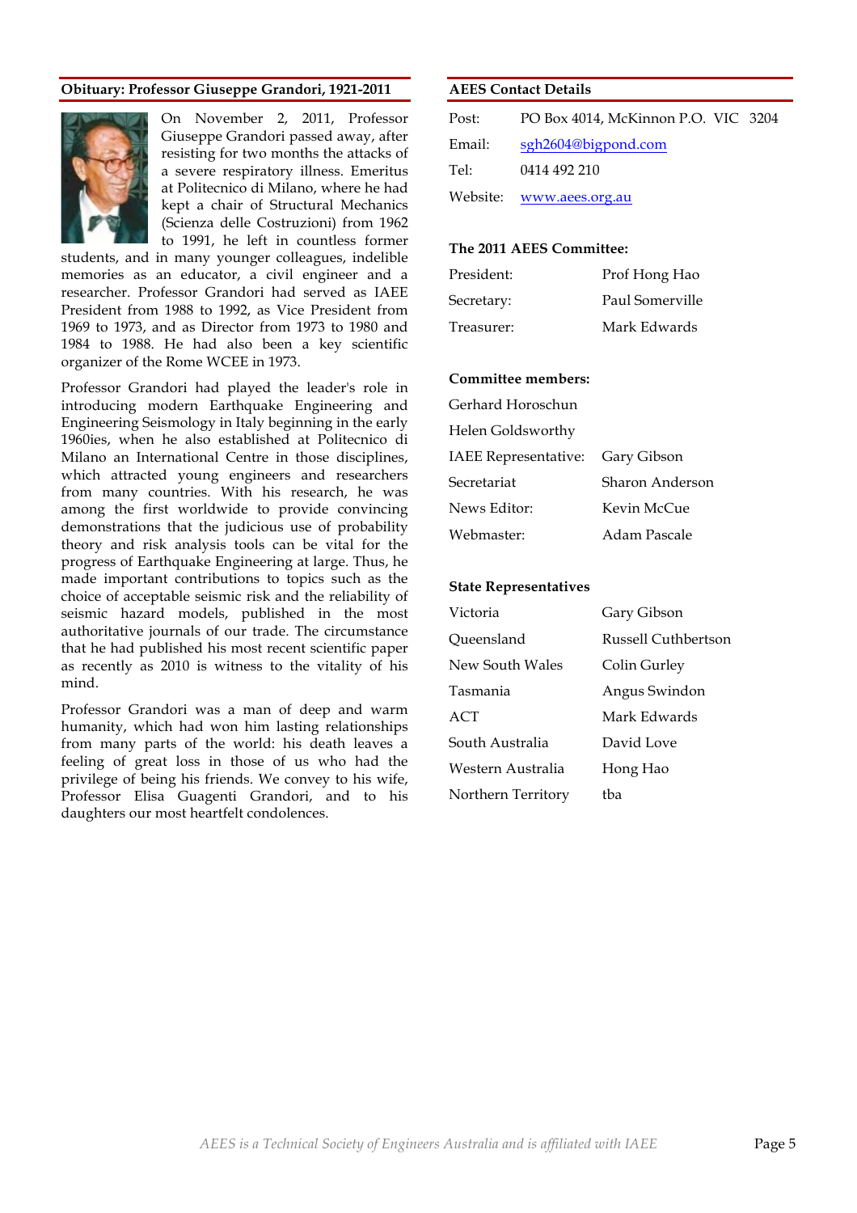## Obituary: Professor Giuseppe Grandori, 1921-2011

On November 2, 2011, Professor Giuseppe Grandori passed away, after resisting for two months the attacks of a severe respiratory illness. Emeritus at Politecnico di Milano, where he had kept a chair of Structural Mechanics (Scienza delle Costruzioni) from 1962 to 1991, he left in countless former students, and in many younger colleagues, indelible memories as an educator, a civil engineer and a researcher. Professor Grandori had served as IAEE President from 1988 to 1992, as Vice President from 1969 to 1973, and as Director from 1973 to 1980 and 1984 to 1988. He had also been a key scientific organizer of the Rome WCEE in 1973.

Professor Grandori had played the leader's role in introducing modern Earthquake Engineering and Engineering Seismology in Italy beginning in the early 1960ies, when he also established at Politecnico di Milano an International Centre in those disciplines, which attracted young engineers and researchers from many countries. With his research, he was among the first worldwide to provide convincing demonstrations that the judicious use of probability theory and risk analysis tools can be vital for the progress of Earthquake Engineering at large. Thus, he made important contributions to topics such as the choice of acceptable seismic risk and the reliability of seismic hazard models, published in the most authoritative journals of our trade. The circumstance that he had published his most recent scientific paper as recently as 2010 is witness to the vitality of his mind.

Professor Grandori was a man of deep and warm humanity, which had won him lasting relationships from many parts of the world: his death leaves a feeling of great loss in those of us who had the privilege of being his friends. We convey to his wife, Professor Elisa Guagenti Grandori, and to his daughters our most heartfelt condolences.

## AEES Contact Details

| | |
|---|---|
| Post: | PO Box 4014, McKinnon P.O. VIC 3204 |
| Email: | sgh2604@bigpond.com |
| Tel: | 0414 492 210 |
| Website: | www.aees.org.au |

### The 2011 AEES Committee:

| | |
|---|---|
| President: | Prof Hong Hao |
| Secretary: | Paul Somerville |
| Treasurer: | Mark Edwards |

### Committee members:

| | |
|---|---|
| Gerhard Horoschun | |
| Helen Goldsworthy | |
| IAEE Representative: | Gary Gibson |
| Secretariat | Sharon Anderson |
| News Editor: | Kevin McCue |
| Webmaster: | Adam Pascale |

### State Representatives

| | |
|---|---|
| Victoria | Gary Gibson |
| Queensland | Russell Cuthbertson |
| New South Wales | Colin Gurley |
| Tasmania | Angus Swindon |
| ACT | Mark Edwards |
| South Australia | David Love |
| Western Australia | Hong Hao |
| Northern Territory | tba |

*AEES is a Technical Society of Engineers Australia and is affiliated with IAEE*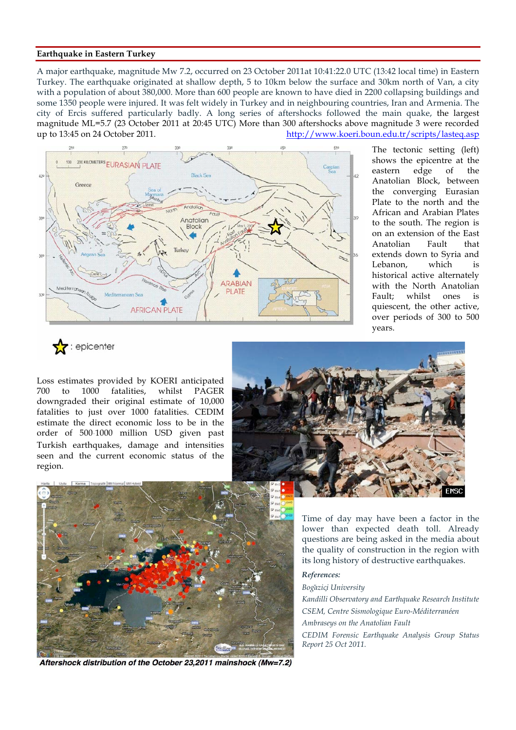## Earthquake in Eastern Turkey

A major earthquake, magnitude Mw 7.2, occurred on 23 October 2011at 10:41:22.0 UTC (13:42 local time) in Eastern Turkey. The earthquake originated at shallow depth, 5 to 10km below the surface and 30km north of Van, a city with a population of about 380,000. More than 600 people are known to have died in 2200 collapsing buildings and some 1350 people were injured. It was felt widely in Turkey and in neighbouring countries, Iran and Armenia. The city of Ercis suffered particularly badly. A long series of aftershocks followed the main quake, the largest magnitude ML=5.7 (23 October 2011 at 20:45 UTC) More than 300 aftershocks above magnitude 3 were recorded up to 13:45 on 24 October 2011. http://www.koeri.boun.edu.tr/scripts/lasteq.asp

The tectonic setting (left) shows the epicentre at the eastern edge of the Anatolian Block, between the converging Eurasian Plate to the north and the African and Arabian Plates to the south. The region is on an extension of the East Anatolian Fault that extends down to Syria and Lebanon, which is historical active alternately with the North Anatolian Fault; whilst ones is quiescent, the other active, over periods of 300 to 500 years.

Loss estimates provided by KOERI anticipated 700 to 1000 fatalities, whilst PAGER downgraded their original estimate of 10,000 fatalities to just over 1000 fatalities. CEDIM estimate the direct economic loss to be in the order of 500-1000 million USD given past Turkish earthquakes, damage and intensities seen and the current economic status of the region.

Aftershock distribution of the October 23,2011 mainshock (Mw=7.2)

Time of day may have been a factor in the lower than expected death toll. Already questions are being asked in the media about the quality of construction in the region with its long history of destructive earthquakes.

***References:***

*Boğaziçi University*

*Kandilli Observatory and Earthquake Research Institute*

*CSEM, Centre Sismologique Euro-Méditerranéen*

*Ambraseys on the Anatolian Fault*

*CEDIM Forensic Earthquake Analysis Group Status Report 25 Oct 2011.*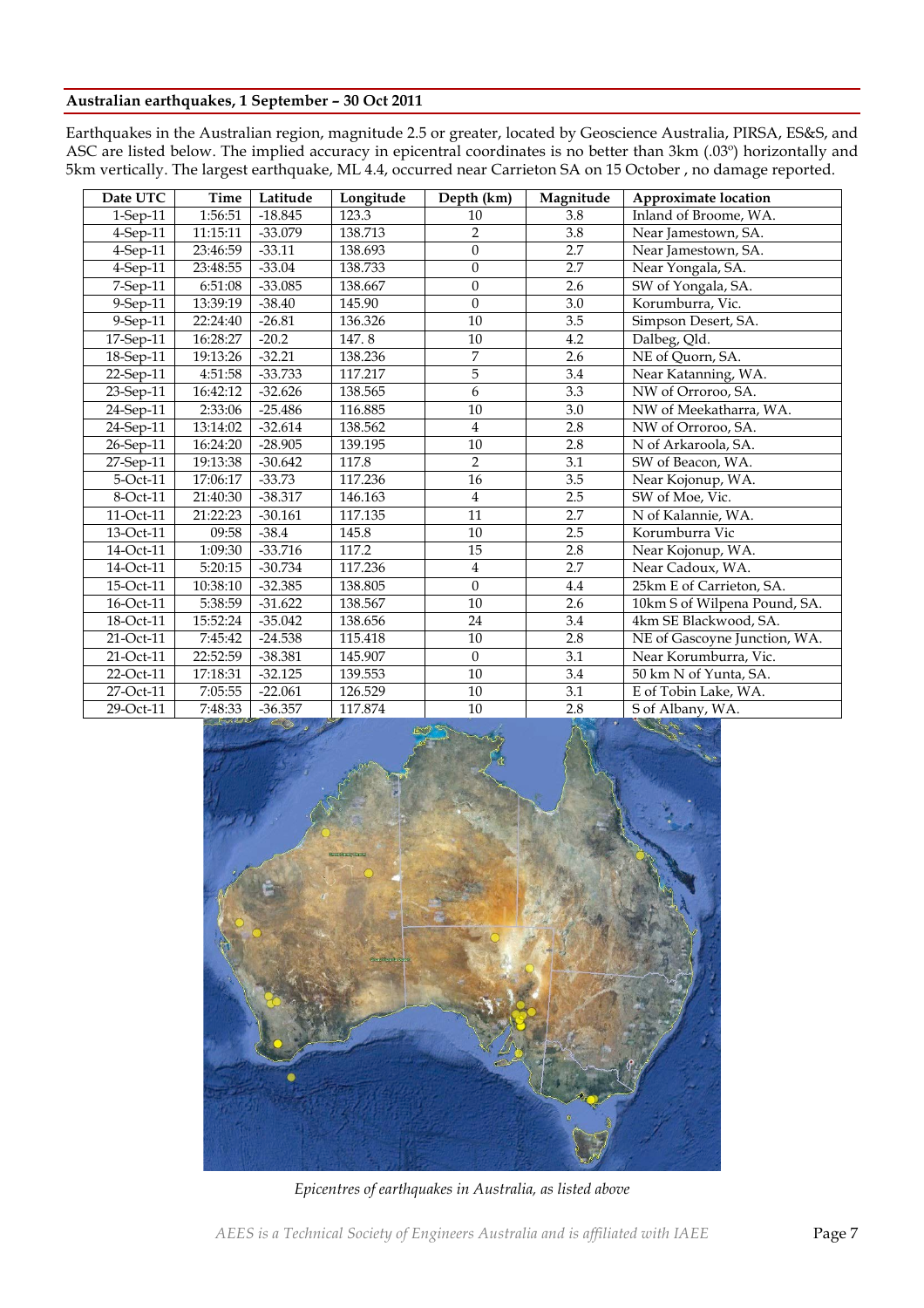**Australian earthquakes, 1 September – 30 Oct 2011**

Earthquakes in the Australian region, magnitude 2.5 or greater, located by Geoscience Australia, PIRSA, ES&S, and ASC are listed below. The implied accuracy in epicentral coordinates is no better than 3km (.03$^{o}$) horizontally and 5km vertically. The largest earthquake, ML 4.4, occurred near Carrieton SA on 15 October , no damage reported.

| Date UTC | Time | Latitude | Longitude | Depth (km) | Magnitude | Approximate location |
|---|---|---|---|---|---|---|
| 1-Sep-11 | 1:56:51 | -18.845 | 123.3 | 10 | 3.8 | Inland of Broome, WA. |
| 4-Sep-11 | 11:15:11 | -33.079 | 138.713 | 2 | 3.8 | Near Jamestown, SA. |
| 4-Sep-11 | 23:46:59 | -33.11 | 138.693 | 0 | 2.7 | Near Jamestown, SA. |
| 4-Sep-11 | 23:48:55 | -33.04 | 138.733 | 0 | 2.7 | Near Yongala, SA. |
| 7-Sep-11 | 6:51:08 | -33.085 | 138.667 | 0 | 2.6 | SW of Yongala, SA. |
| 9-Sep-11 | 13:39:19 | -38.40 | 145.90 | 0 | 3.0 | Korumburra, Vic. |
| 9-Sep-11 | 22:24:40 | -26.81 | 136.326 | 10 | 3.5 | Simpson Desert, SA. |
| 17-Sep-11 | 16:28:27 | -20.2 | 147. 8 | 10 | 4.2 | Dalbeg, Qld. |
| 18-Sep-11 | 19:13:26 | -32.21 | 138.236 | 7 | 2.6 | NE of Quorn, SA. |
| 22-Sep-11 | 4:51:58 | -33.733 | 117.217 | 5 | 3.4 | Near Katanning, WA. |
| 23-Sep-11 | 16:42:12 | -32.626 | 138.565 | 6 | 3.3 | NW of Orroroo, SA. |
| 24-Sep-11 | 2:33:06 | -25.486 | 116.885 | 10 | 3.0 | NW of Meekatharra, WA. |
| 24-Sep-11 | 13:14:02 | -32.614 | 138.562 | 4 | 2.8 | NW of Orroroo, SA. |
| 26-Sep-11 | 16:24:20 | -28.905 | 139.195 | 10 | 2.8 | N of Arkaroola, SA. |
| 27-Sep-11 | 19:13:38 | -30.642 | 117.8 | 2 | 3.1 | SW of Beacon, WA. |
| 5-Oct-11 | 17:06:17 | -33.73 | 117.236 | 16 | 3.5 | Near Kojonup, WA. |
| 8-Oct-11 | 21:40:30 | -38.317 | 146.163 | 4 | 2.5 | SW of Moe, Vic. |
| 11-Oct-11 | 21:22:23 | -30.161 | 117.135 | 11 | 2.7 | N of Kalannie, WA. |
| 13-Oct-11 | 09:58 | -38.4 | 145.8 | 10 | 2.5 | Korumburra Vic |
| 14-Oct-11 | 1:09:30 | -33.716 | 117.2 | 15 | 2.8 | Near Kojonup, WA. |
| 14-Oct-11 | 5:20:15 | -30.734 | 117.236 | 4 | 2.7 | Near Cadoux, WA. |
| 15-Oct-11 | 10:38:10 | -32.385 | 138.805 | 0 | 4.4 | 25km E of Carrieton, SA. |
| 16-Oct-11 | 5:38:59 | -31.622 | 138.567 | 10 | 2.6 | 10km S of Wilpena Pound, SA. |
| 18-Oct-11 | 15:52:24 | -35.042 | 138.656 | 24 | 3.4 | 4km SE Blackwood, SA. |
| 21-Oct-11 | 7:45:42 | -24.538 | 115.418 | 10 | 2.8 | NE of Gascoyne Junction, WA. |
| 21-Oct-11 | 22:52:59 | -38.381 | 145.907 | 0 | 3.1 | Near Korumburra, Vic. |
| 22-Oct-11 | 17:18:31 | -32.125 | 139.553 | 10 | 3.4 | 50 km N of Yunta, SA. |
| 27-Oct-11 | 7:05:55 | -22.061 | 126.529 | 10 | 3.1 | E of Tobin Lake, WA. |
| 29-Oct-11 | 7:48:33 | -36.357 | 117.874 | 10 | 2.8 | S of Albany, WA. |

*Epicentres of earthquakes in Australia, as listed above*

*AEES is a Technical Society of Engineers Australia and is affiliated with IAEE*